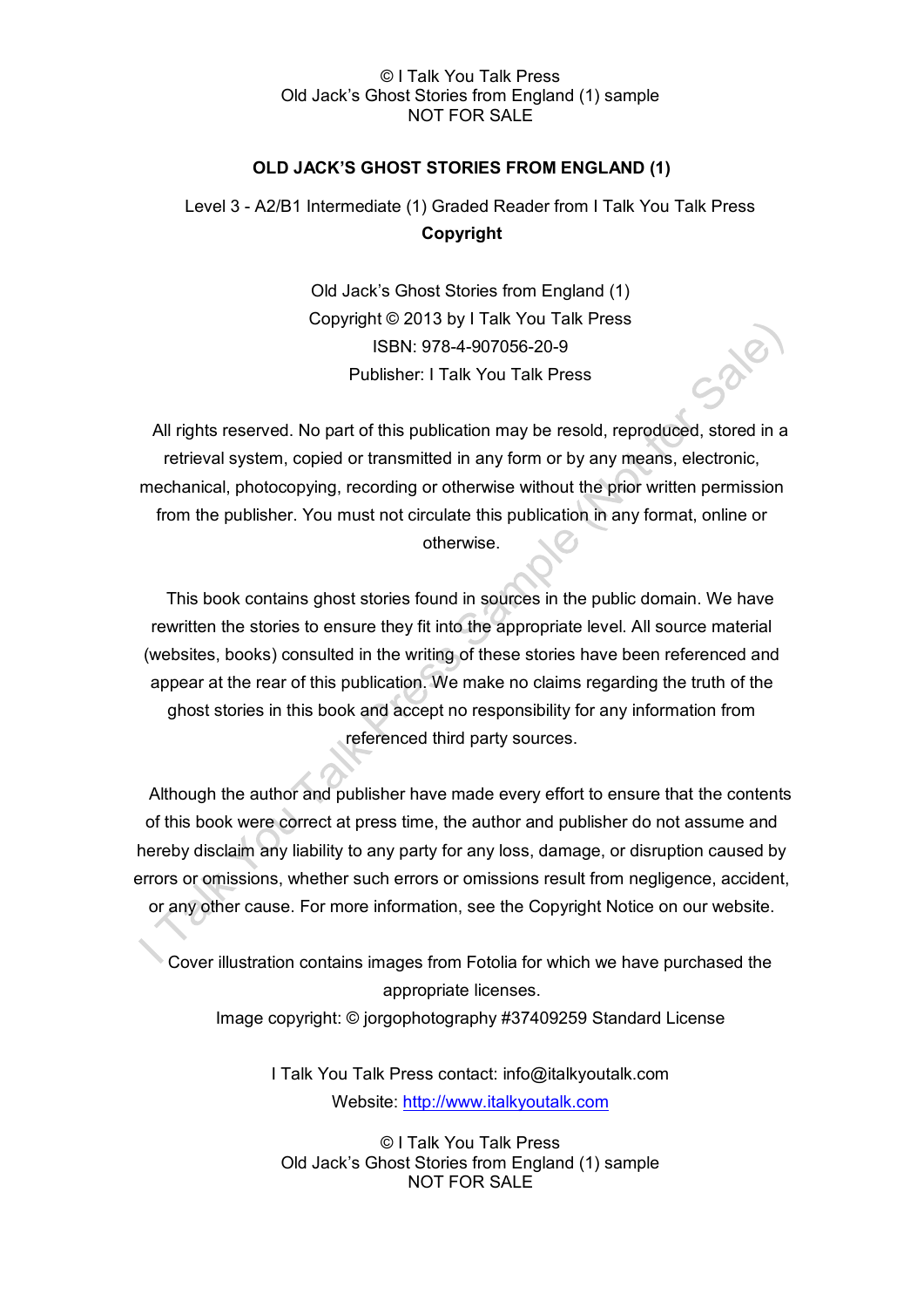# OLD JACK'S GHOST STORIES FROM ENGLAND (1)

Level 3 - A2/B1 Intermediate (1) Graded Reader from I Talk You Talk Press

**Copyright**

Old Jack's Ghost Stories from England (1)
Copyright © 2013 by I Talk You Talk Press
ISBN: 978-4-907056-20-9
Publisher: I Talk You Talk Press

All rights reserved. No part of this publication may be resold, reproduced, stored in a retrieval system, copied or transmitted in any form or by any means, electronic, mechanical, photocopying, recording or otherwise without the prior written permission from the publisher. You must not circulate this publication in any format, online or otherwise.

This book contains ghost stories found in sources in the public domain. We have rewritten the stories to ensure they fit into the appropriate level. All source material (websites, books) consulted in the writing of these stories have been referenced and appear at the rear of this publication. We make no claims regarding the truth of the ghost stories in this book and accept no responsibility for any information from referenced third party sources.

Although the author and publisher have made every effort to ensure that the contents of this book were correct at press time, the author and publisher do not assume and hereby disclaim any liability to any party for any loss, damage, or disruption caused by errors or omissions, whether such errors or omissions result from negligence, accident, or any other cause. For more information, see the Copyright Notice on our website.

Cover illustration contains images from Fotolia for which we have purchased the appropriate licenses.
Image copyright: © jorgophotography #37409259 Standard License

I Talk You Talk Press contact: info@italkyoutalk.com
Website: http://www.italkyoutalk.com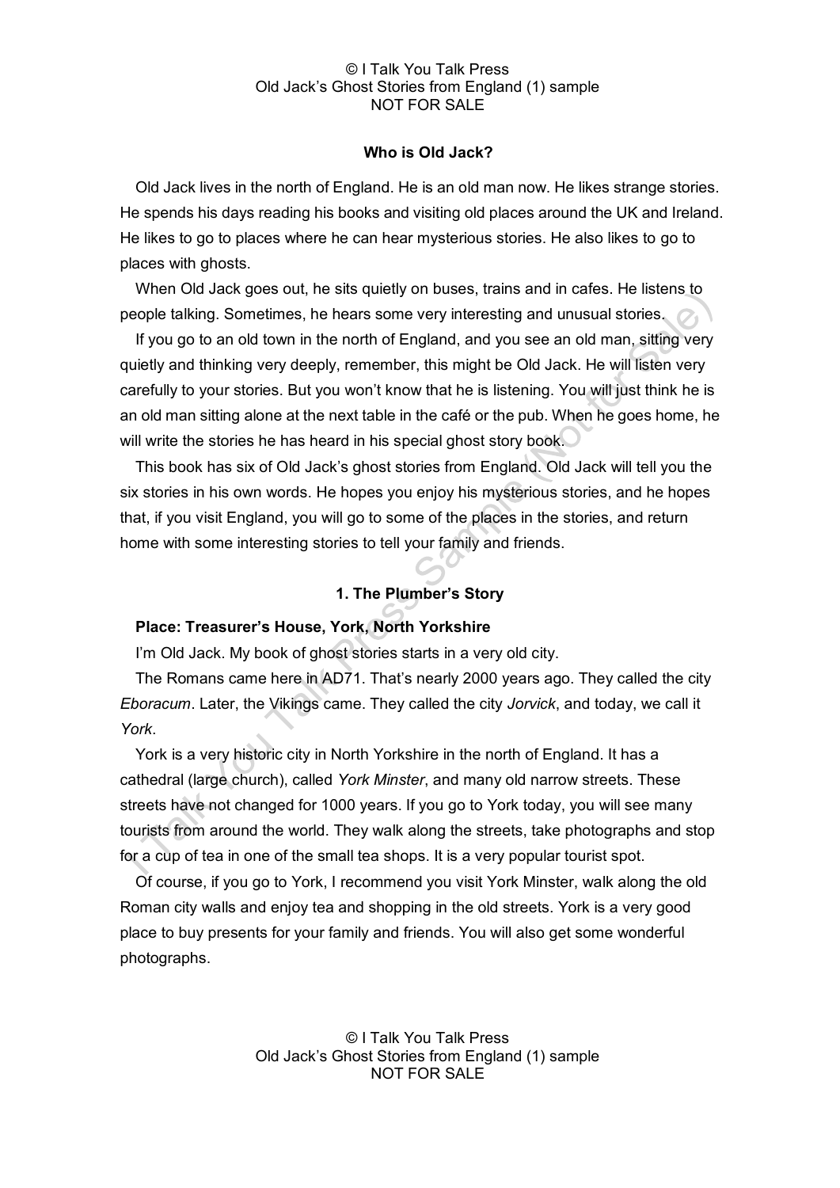## Who is Old Jack?

Old Jack lives in the north of England. He is an old man now. He likes strange stories. He spends his days reading his books and visiting old places around the UK and Ireland. He likes to go to places where he can hear mysterious stories. He also likes to go to places with ghosts.

When Old Jack goes out, he sits quietly on buses, trains and in cafes. He listens to people talking. Sometimes, he hears some very interesting and unusual stories.

If you go to an old town in the north of England, and you see an old man, sitting very quietly and thinking very deeply, remember, this might be Old Jack. He will listen very carefully to your stories. But you won't know that he is listening. You will just think he is an old man sitting alone at the next table in the café or the pub. When he goes home, he will write the stories he has heard in his special ghost story book.

This book has six of Old Jack's ghost stories from England. Old Jack will tell you the six stories in his own words. He hopes you enjoy his mysterious stories, and he hopes that, if you visit England, you will go to some of the places in the stories, and return home with some interesting stories to tell your family and friends.

## 1. The Plumber's Story

**Place: Treasurer's House, York, North Yorkshire**

I'm Old Jack. My book of ghost stories starts in a very old city.

The Romans came here in AD71. That's nearly 2000 years ago. They called the city *Eboracum*. Later, the Vikings came. They called the city *Jorvick*, and today, we call it *York*.

York is a very historic city in North Yorkshire in the north of England. It has a cathedral (large church), called *York Minster*, and many old narrow streets. These streets have not changed for 1000 years. If you go to York today, you will see many tourists from around the world. They walk along the streets, take photographs and stop for a cup of tea in one of the small tea shops. It is a very popular tourist spot.

Of course, if you go to York, I recommend you visit York Minster, walk along the old Roman city walls and enjoy tea and shopping in the old streets. York is a very good place to buy presents for your family and friends. You will also get some wonderful photographs.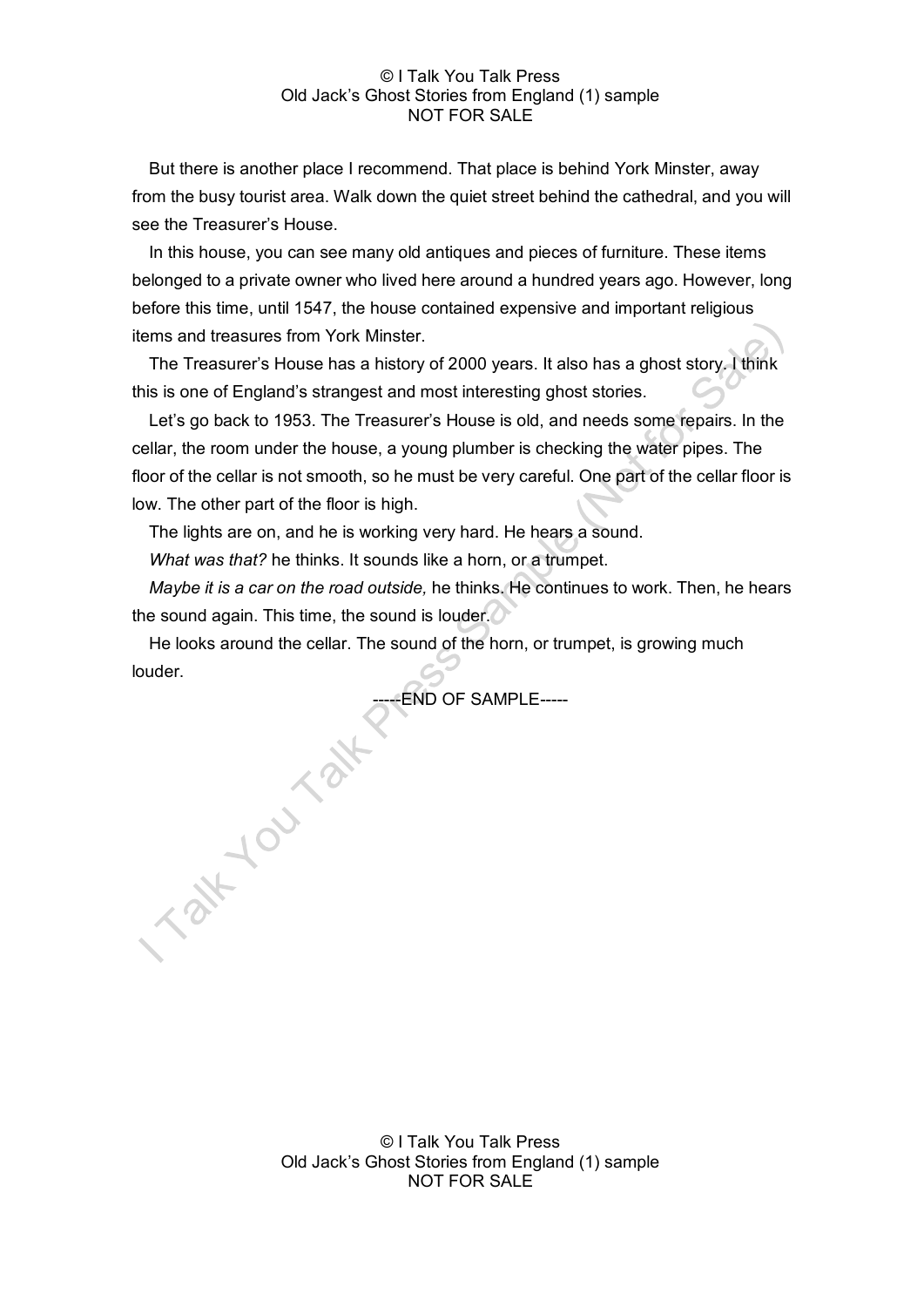But there is another place I recommend. That place is behind York Minster, away from the busy tourist area. Walk down the quiet street behind the cathedral, and you will see the Treasurer's House.

In this house, you can see many old antiques and pieces of furniture. These items belonged to a private owner who lived here around a hundred years ago. However, long before this time, until 1547, the house contained expensive and important religious items and treasures from York Minster.

The Treasurer's House has a history of 2000 years. It also has a ghost story. I think this is one of England's strangest and most interesting ghost stories.

Let's go back to 1953. The Treasurer's House is old, and needs some repairs. In the cellar, the room under the house, a young plumber is checking the water pipes. The floor of the cellar is not smooth, so he must be very careful. One part of the cellar floor is low. The other part of the floor is high.

The lights are on, and he is working very hard. He hears a sound.

*What was that?* he thinks. It sounds like a horn, or a trumpet.

*Maybe it is a car on the road outside,* he thinks. He continues to work. Then, he hears the sound again. This time, the sound is louder.

He looks around the cellar. The sound of the horn, or trumpet, is growing much louder.

-----END OF SAMPLE-----